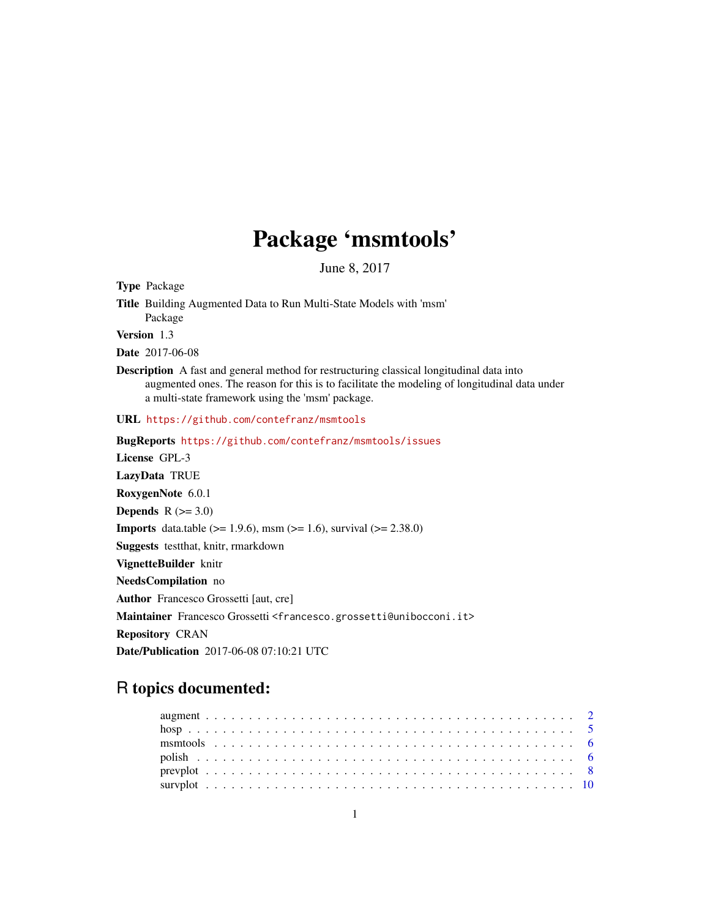# Package 'msmtools'

June 8, 2017

**Type** Package

**Title** Building Augmented Data to Run Multi-State Models with 'msm' Package

**Version** 1.3

**Date** 2017-06-08

**Description** A fast and general method for restructuring classical longitudinal data into augmented ones. The reason for this is to facilitate the modeling of longitudinal data under a multi-state framework using the 'msm' package.

**URL** https://github.com/contefranz/msmtools

**BugReports** https://github.com/contefranz/msmtools/issues

**License** GPL-3

**LazyData** TRUE

**RoxygenNote** 6.0.1

**Depends** R (>= 3.0)

**Imports** data.table (>= 1.9.6), msm (>= 1.6), survival (>= 2.38.0)

**Suggests** testthat, knitr, rmarkdown

**VignetteBuilder** knitr

**NeedsCompilation** no

**Author** Francesco Grossetti [aut, cre]

**Maintainer** Francesco Grossetti <francesco.grossetti@unibocconi.it>

**Repository** CRAN

**Date/Publication** 2017-06-08 07:10:21 UTC

## R topics documented:

- augment . . . . . . . . . . . . . . . . . . . . . . . . . . . . . . . . . . . . . . . . . . 2
- hosp . . . . . . . . . . . . . . . . . . . . . . . . . . . . . . . . . . . . . . . . . . . . 5
- msmtools . . . . . . . . . . . . . . . . . . . . . . . . . . . . . . . . . . . . . . . . . 6
- polish . . . . . . . . . . . . . . . . . . . . . . . . . . . . . . . . . . . . . . . . . . . 6
- prevplot . . . . . . . . . . . . . . . . . . . . . . . . . . . . . . . . . . . . . . . . . 8
- survplot . . . . . . . . . . . . . . . . . . . . . . . . . . . . . . . . . . . . . . . . . 10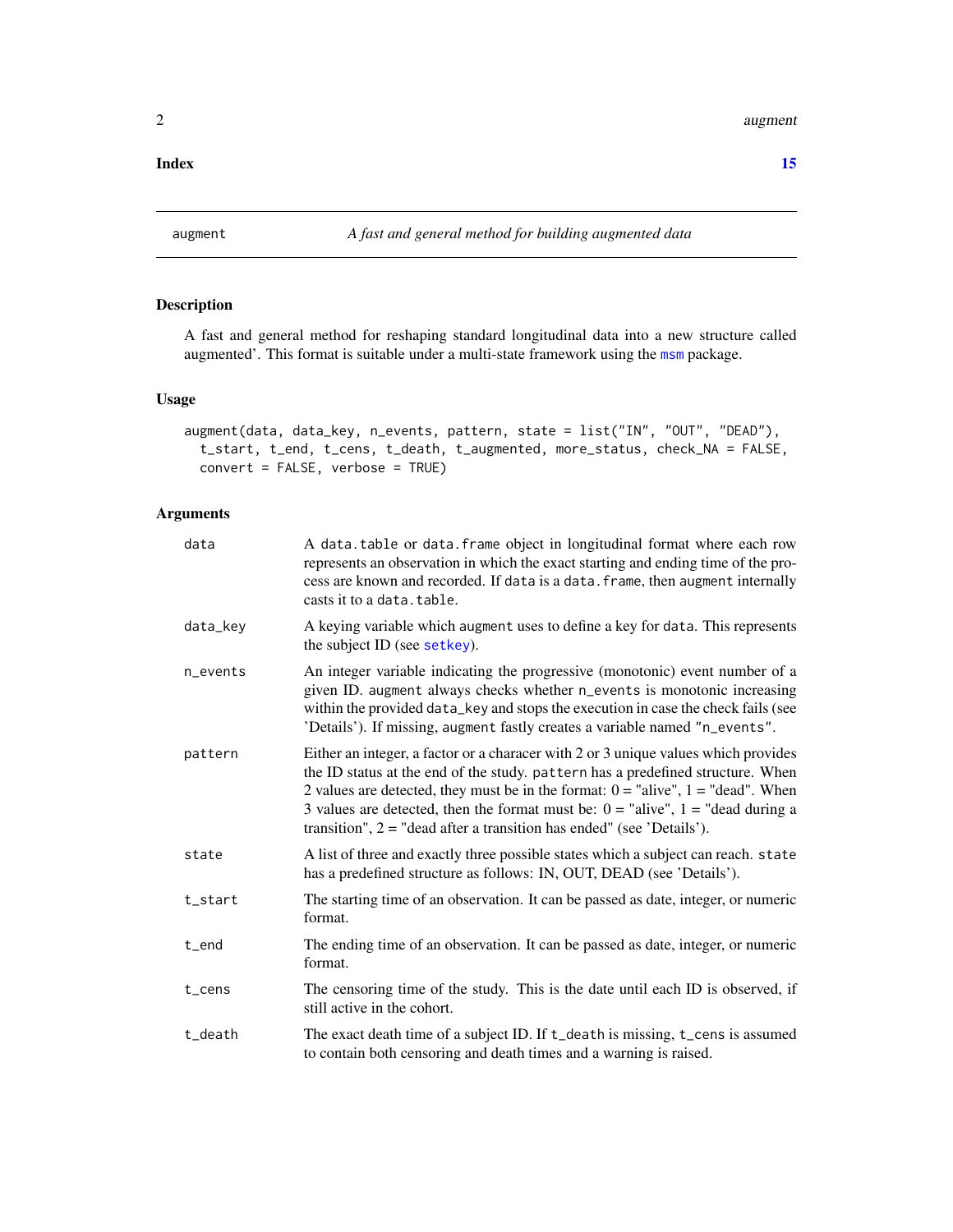**Index** **15**

## augment — *A fast and general method for building augmented data*

### Description

A fast and general method for reshaping standard longitudinal data into a new structure called augmented'. This format is suitable under a multi-state framework using the msm package.

### Usage

```
augment(data, data_key, n_events, pattern, state = list("IN", "OUT", "DEAD"),
  t_start, t_end, t_cens, t_death, t_augmented, more_status, check_NA = FALSE,
  convert = FALSE, verbose = TRUE)
```

### Arguments

| | |
|---|---|
| `data` | A `data.table` or `data.frame` object in longitudinal format where each row represents an observation in which the exact starting and ending time of the process are known and recorded. If `data` is a `data.frame`, then `augment` internally casts it to a `data.table`. |
| `data_key` | A keying variable which `augment` uses to define a key for `data`. This represents the subject ID (see setkey). |
| `n_events` | An integer variable indicating the progressive (monotonic) event number of a given ID. `augment` always checks whether `n_events` is monotonic increasing within the provided `data_key` and stops the execution in case the check fails (see 'Details'). If missing, `augment` fastly creates a variable named `"n_events"`. |
| `pattern` | Either an integer, a factor or a characer with 2 or 3 unique values which provides the ID status at the end of the study. `pattern` has a predefined structure. When 2 values are detected, they must be in the format: 0 = "alive", 1 = "dead". When 3 values are detected, then the format must be: 0 = "alive", 1 = "dead during a transition", 2 = "dead after a transition has ended" (see 'Details'). |
| `state` | A list of three and exactly three possible states which a subject can reach. `state` has a predefined structure as follows: IN, OUT, DEAD (see 'Details'). |
| `t_start` | The starting time of an observation. It can be passed as date, integer, or numeric format. |
| `t_end` | The ending time of an observation. It can be passed as date, integer, or numeric format. |
| `t_cens` | The censoring time of the study. This is the date until each ID is observed, if still active in the cohort. |
| `t_death` | The exact death time of a subject ID. If `t_death` is missing, `t_cens` is assumed to contain both censoring and death times and a warning is raised. |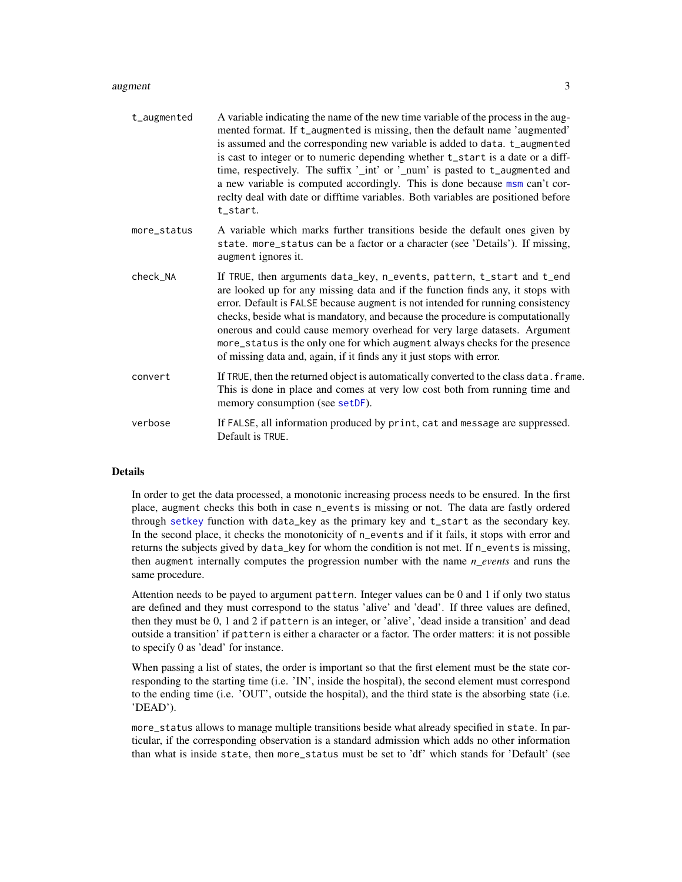t_augmented
: A variable indicating the name of the new time variable of the process in the augmented format. If `t_augmented` is missing, then the default name 'augmented' is assumed and the corresponding new variable is added to `data`. `t_augmented` is cast to integer or to numeric depending whether `t_start` is a date or a difftime, respectively. The suffix '_int' or '_num' is pasted to `t_augmented` and a new variable is computed accordingly. This is done because msm can't correclty deal with date or difftime variables. Both variables are positioned before `t_start`.

more_status
: A variable which marks further transitions beside the default ones given by `state`. `more_status` can be a factor or a character (see 'Details'). If missing, `augment` ignores it.

check_NA
: If `TRUE`, then arguments `data_key`, `n_events`, `pattern`, `t_start` and `t_end` are looked up for any missing data and if the function finds any, it stops with error. Default is `FALSE` because `augment` is not intended for running consistency checks, beside what is mandatory, and because the procedure is computationally onerous and could cause memory overhead for very large datasets. Argument `more_status` is the only one for which `augment` always checks for the presence of missing data and, again, if it finds any it just stops with error.

convert
: If `TRUE`, then the returned object is automatically converted to the class `data.frame`. This is done in place and comes at very low cost both from running time and memory consumption (see setDF).

verbose
: If `FALSE`, all information produced by `print`, `cat` and `message` are suppressed. Default is `TRUE`.

## Details

In order to get the data processed, a monotonic increasing process needs to be ensured. In the first place, `augment` checks this both in case `n_events` is missing or not. The data are fastly ordered through setkey function with `data_key` as the primary key and `t_start` as the secondary key. In the second place, it checks the monotonicity of `n_events` and if it fails, it stops with error and returns the subjects gived by `data_key` for whom the condition is not met. If `n_events` is missing, then `augment` internally computes the progression number with the name *n_events* and runs the same procedure.

Attention needs to be payed to argument `pattern`. Integer values can be 0 and 1 if only two status are defined and they must correspond to the status 'alive' and 'dead'. If three values are defined, then they must be 0, 1 and 2 if `pattern` is an integer, or 'alive', 'dead inside a transition' and dead outside a transition' if `pattern` is either a character or a factor. The order matters: it is not possible to specify 0 as 'dead' for instance.

When passing a list of states, the order is important so that the first element must be the state corresponding to the starting time (i.e. 'IN', inside the hospital), the second element must correspond to the ending time (i.e. 'OUT', outside the hospital), and the third state is the absorbing state (i.e. 'DEAD').

`more_status` allows to manage multiple transitions beside what already specified in `state`. In particular, if the corresponding observation is a standard admission which adds no other information than what is inside `state`, then `more_status` must be set to 'df' which stands for 'Default' (see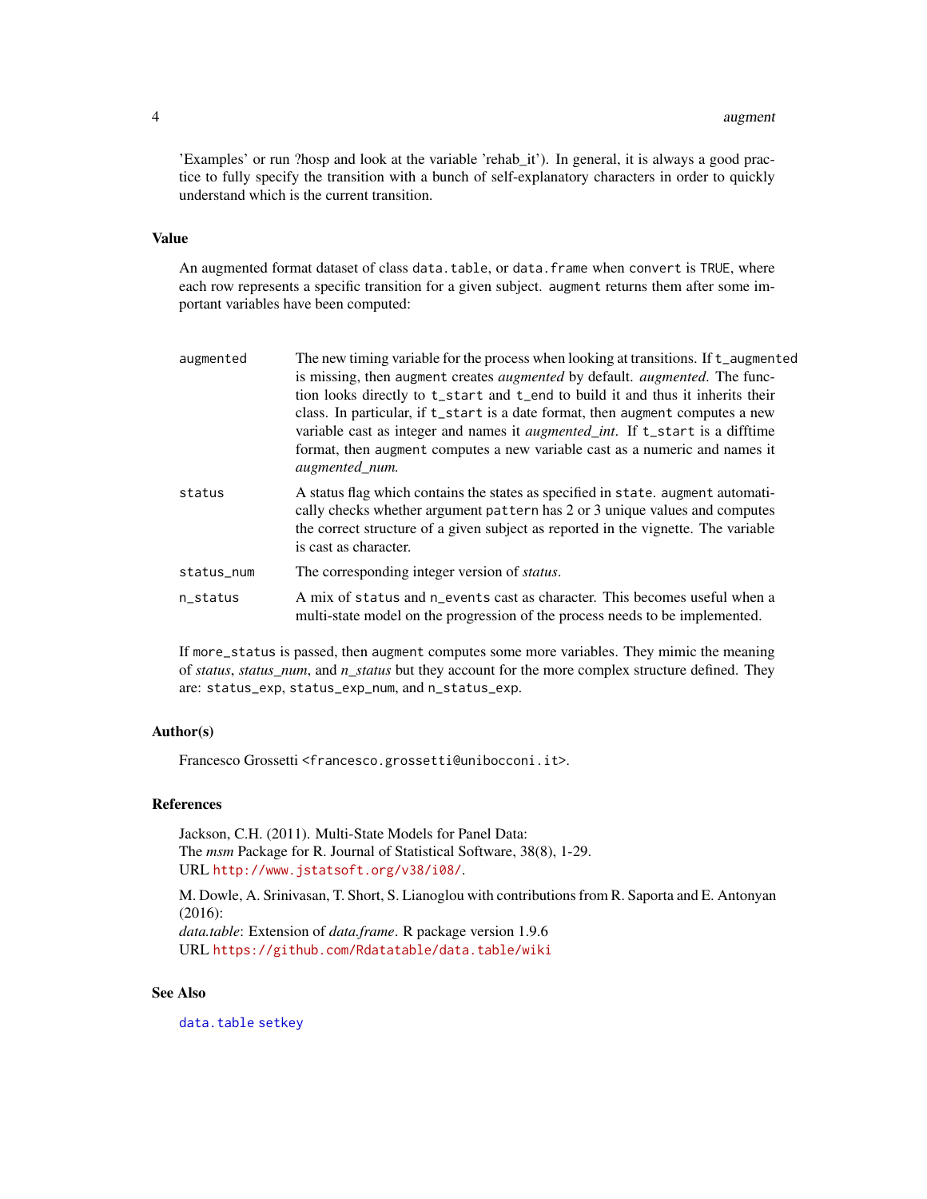'Examples' or run ?hosp and look at the variable 'rehab_it'). In general, it is always a good practice to fully specify the transition with a bunch of self-explanatory characters in order to quickly understand which is the current transition.

## Value

An augmented format dataset of class `data.table`, or `data.frame` when `convert` is `TRUE`, where each row represents a specific transition for a given subject. `augment` returns them after some important variables have been computed:

| | |
|---|---|
| `augmented` | The new timing variable for the process when looking at transitions. If `t_augmented` is missing, then `augment` creates *augmented* by default. *augmented*. The function looks directly to `t_start` and `t_end` to build it and thus it inherits their class. In particular, if `t_start` is a date format, then `augment` computes a new variable cast as integer and names it *augmented_int*. If `t_start` is a difftime format, then `augment` computes a new variable cast as a numeric and names it *augmented_num*. |
| `status` | A status flag which contains the states as specified in `state`. `augment` automatically checks whether argument `pattern` has 2 or 3 unique values and computes the correct structure of a given subject as reported in the vignette. The variable is cast as character. |
| `status_num` | The corresponding integer version of *status*. |
| `n_status` | A mix of `status` and `n_events` cast as character. This becomes useful when a multi-state model on the progression of the process needs to be implemented. |

If `more_status` is passed, then `augment` computes some more variables. They mimic the meaning of *status*, *status_num*, and *n_status* but they account for the more complex structure defined. They are: `status_exp`, `status_exp_num`, and `n_status_exp`.

## Author(s)

Francesco Grossetti <francesco.grossetti@unibocconi.it>.

## References

Jackson, C.H. (2011). Multi-State Models for Panel Data:
The *msm* Package for R. Journal of Statistical Software, 38(8), 1-29.
URL http://www.jstatsoft.org/v38/i08/.

M. Dowle, A. Srinivasan, T. Short, S. Lianoglou with contributions from R. Saporta and E. Antonyan (2016):
*data.table*: Extension of *data.frame*. R package version 1.9.6
URL https://github.com/Rdatatable/data.table/wiki

## See Also

`data.table` `setkey`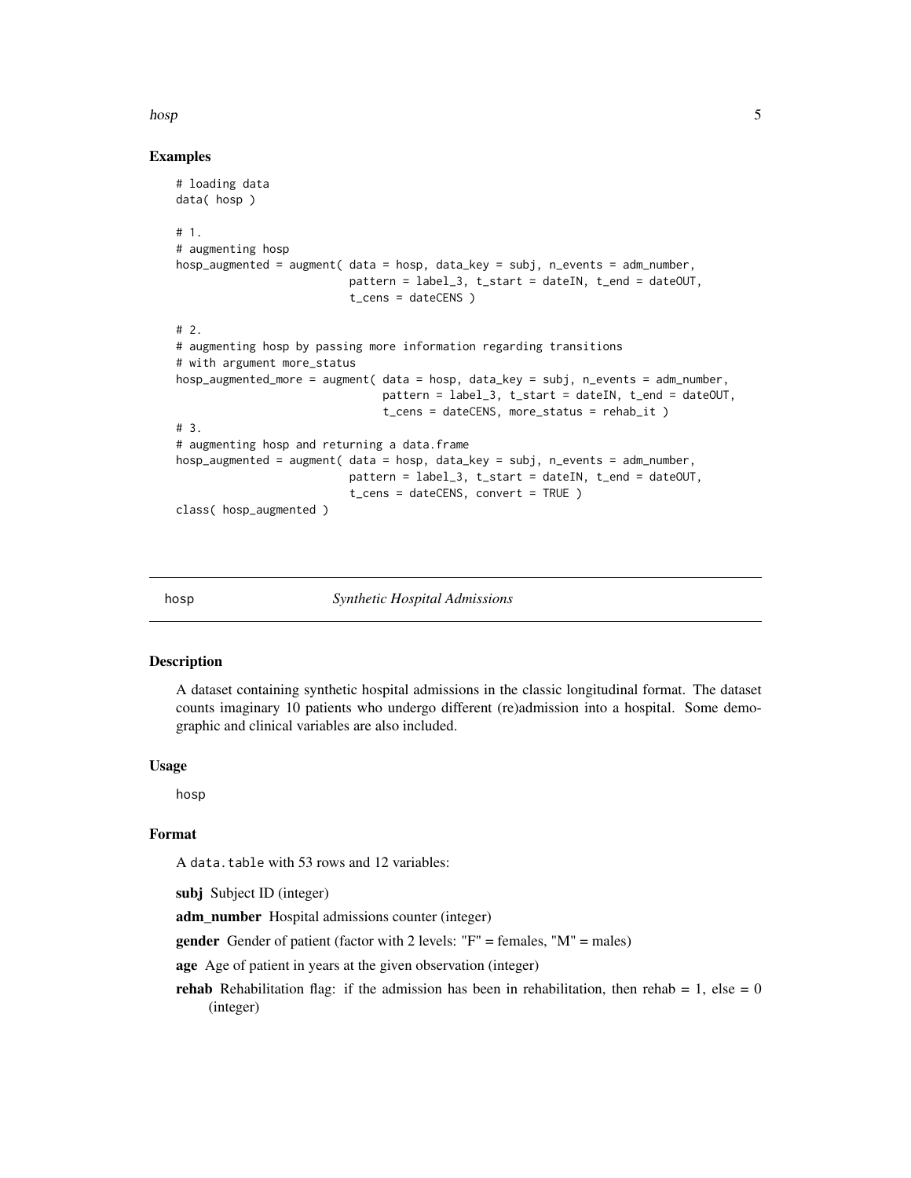## Examples

```
# loading data
data( hosp )

# 1.
# augmenting hosp
hosp_augmented = augment( data = hosp, data_key = subj, n_events = adm_number,
                          pattern = label_3, t_start = dateIN, t_end = dateOUT,
                          t_cens = dateCENS )

# 2.
# augmenting hosp by passing more information regarding transitions
# with argument more_status
hosp_augmented_more = augment( data = hosp, data_key = subj, n_events = adm_number,
                               pattern = label_3, t_start = dateIN, t_end = dateOUT,
                               t_cens = dateCENS, more_status = rehab_it )
# 3.
# augmenting hosp and returning a data.frame
hosp_augmented = augment( data = hosp, data_key = subj, n_events = adm_number,
                          pattern = label_3, t_start = dateIN, t_end = dateOUT,
                          t_cens = dateCENS, convert = TRUE )
class( hosp_augmented )
```

---

# hosp — *Synthetic Hospital Admissions*

## Description

A dataset containing synthetic hospital admissions in the classic longitudinal format. The dataset counts imaginary 10 patients who undergo different (re)admission into a hospital. Some demographic and clinical variables are also included.

## Usage

```
hosp
```

## Format

A `data.table` with 53 rows and 12 variables:

**subj** Subject ID (integer)

**adm_number** Hospital admissions counter (integer)

**gender** Gender of patient (factor with 2 levels: "F" = females, "M" = males)

**age** Age of patient in years at the given observation (integer)

**rehab** Rehabilitation flag: if the admission has been in rehabilitation, then rehab = 1, else = 0 (integer)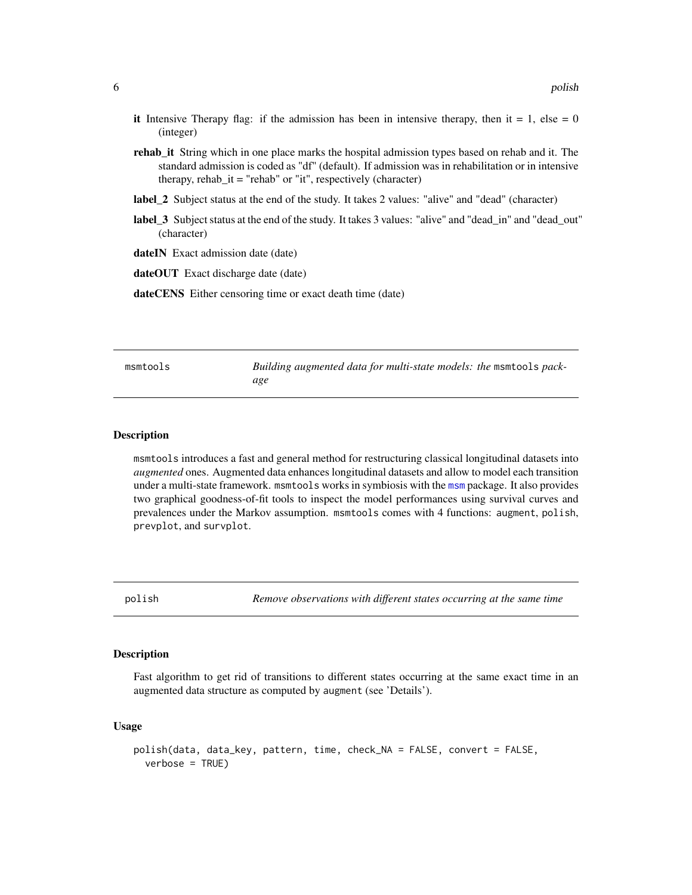- **it** Intensive Therapy flag: if the admission has been in intensive therapy, then it = 1, else = 0 (integer)
- **rehab_it** String which in one place marks the hospital admission types based on rehab and it. The standard admission is coded as "df" (default). If admission was in rehabilitation or in intensive therapy, rehab_it = "rehab" or "it", respectively (character)
- **label_2** Subject status at the end of the study. It takes 2 values: "alive" and "dead" (character)
- **label_3** Subject status at the end of the study. It takes 3 values: "alive" and "dead_in" and "dead_out" (character)
- **dateIN** Exact admission date (date)
- **dateOUT** Exact discharge date (date)
- **dateCENS** Either censoring time or exact death time (date)

---

## msmtools — *Building augmented data for multi-state models: the* `msmtools` *package*

---

### Description

`msmtools` introduces a fast and general method for restructuring classical longitudinal datasets into *augmented* ones. Augmented data enhances longitudinal datasets and allow to model each transition under a multi-state framework. `msmtools` works in symbiosis with the `msm` package. It also provides two graphical goodness-of-fit tools to inspect the model performances using survival curves and prevalences under the Markov assumption. `msmtools` comes with 4 functions: `augment`, `polish`, `prevplot`, and `survplot`.

---

## polish — *Remove observations with different states occurring at the same time*

---

### Description

Fast algorithm to get rid of transitions to different states occurring at the same exact time in an augmented data structure as computed by `augment` (see 'Details').

### Usage

```
polish(data, data_key, pattern, time, check_NA = FALSE, convert = FALSE,
  verbose = TRUE)
```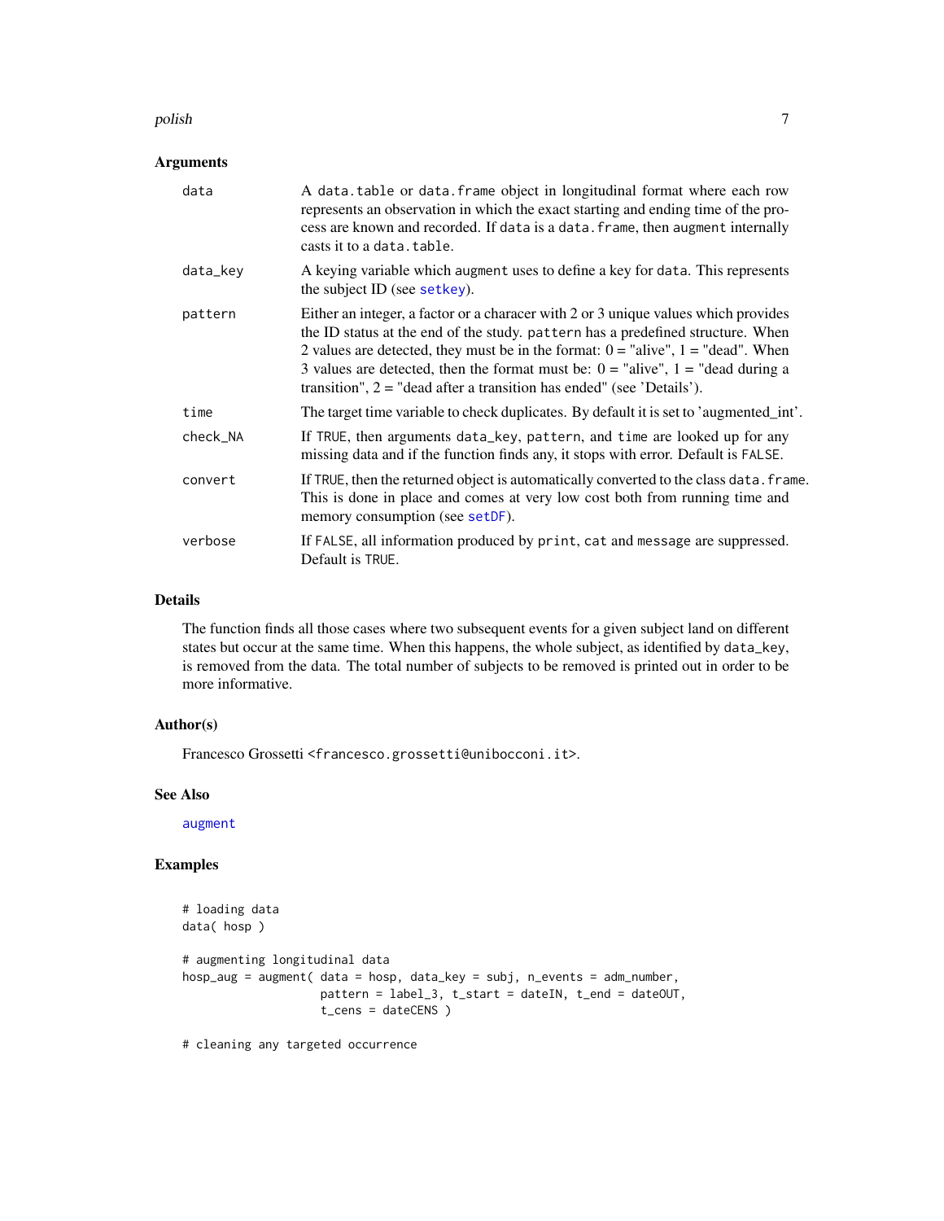### Arguments

| | |
|---|---|
| data | A data.table or data.frame object in longitudinal format where each row represents an observation in which the exact starting and ending time of the process are known and recorded. If data is a data.frame, then augment internally casts it to a data.table. |
| data_key | A keying variable which augment uses to define a key for data. This represents the subject ID (see setkey). |
| pattern | Either an integer, a factor or a characer with 2 or 3 unique values which provides the ID status at the end of the study. pattern has a predefined structure. When 2 values are detected, they must be in the format: 0 = "alive", 1 = "dead". When 3 values are detected, then the format must be: 0 = "alive", 1 = "dead during a transition", 2 = "dead after a transition has ended" (see 'Details'). |
| time | The target time variable to check duplicates. By default it is set to 'augmented_int'. |
| check_NA | If TRUE, then arguments data_key, pattern, and time are looked up for any missing data and if the function finds any, it stops with error. Default is FALSE. |
| convert | If TRUE, then the returned object is automatically converted to the class data.frame. This is done in place and comes at very low cost both from running time and memory consumption (see setDF). |
| verbose | If FALSE, all information produced by print, cat and message are suppressed. Default is TRUE. |

### Details

The function finds all those cases where two subsequent events for a given subject land on different states but occur at the same time. When this happens, the whole subject, as identified by data_key, is removed from the data. The total number of subjects to be removed is printed out in order to be more informative.

### Author(s)

Francesco Grossetti <francesco.grossetti@unibocconi.it>.

### See Also

augment

### Examples

```
# loading data
data( hosp )

# augmenting longitudinal data
hosp_aug = augment( data = hosp, data_key = subj, n_events = adm_number,
                    pattern = label_3, t_start = dateIN, t_end = dateOUT,
                    t_cens = dateCENS )

# cleaning any targeted occurrence
```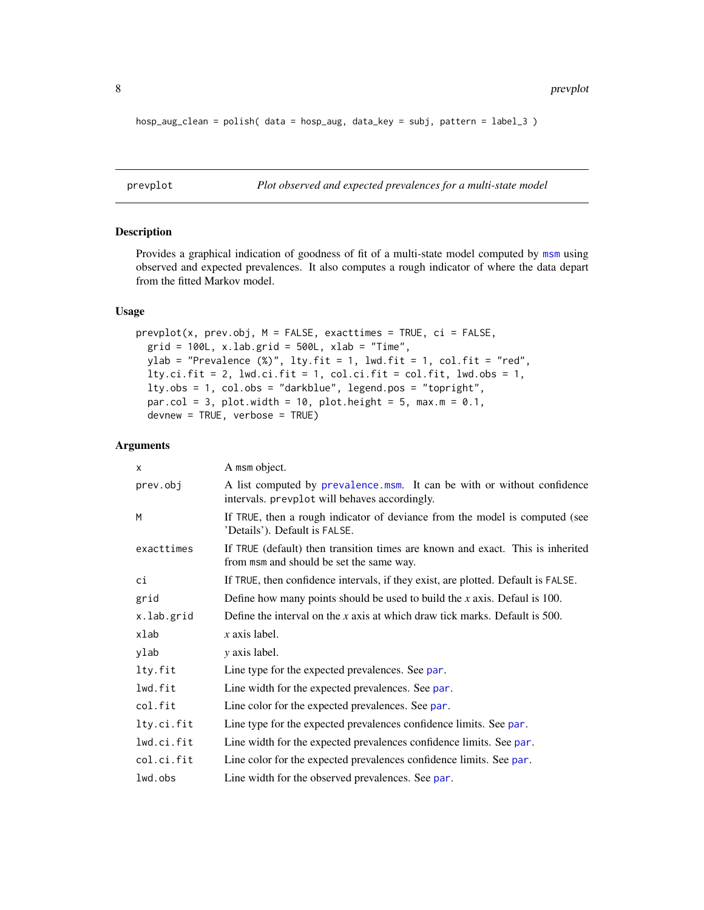```
hosp_aug_clean = polish( data = hosp_aug, data_key = subj, pattern = label_3 )
```

## prevplot — *Plot observed and expected prevalences for a multi-state model*

### Description

Provides a graphical indication of goodness of fit of a multi-state model computed by msm using observed and expected prevalences. It also computes a rough indicator of where the data depart from the fitted Markov model.

### Usage

```
prevplot(x, prev.obj, M = FALSE, exacttimes = TRUE, ci = FALSE,
  grid = 100L, x.lab.grid = 500L, xlab = "Time",
  ylab = "Prevalence (%)", lty.fit = 1, lwd.fit = 1, col.fit = "red",
  lty.ci.fit = 2, lwd.ci.fit = 1, col.ci.fit = col.fit, lwd.obs = 1,
  lty.obs = 1, col.obs = "darkblue", legend.pos = "topright",
  par.col = 3, plot.width = 10, plot.height = 5, max.m = 0.1,
  devnew = TRUE, verbose = TRUE)
```

### Arguments

| | |
|---|---|
| `x` | A `msm` object. |
| `prev.obj` | A list computed by prevalence.msm. It can be with or without confidence intervals. `prevplot` will behaves accordingly. |
| `M` | If `TRUE`, then a rough indicator of deviance from the model is computed (see 'Details'). Default is `FALSE`. |
| `exacttimes` | If `TRUE` (default) then transition times are known and exact. This is inherited from `msm` and should be set the same way. |
| `ci` | If `TRUE`, then confidence intervals, if they exist, are plotted. Default is `FALSE`. |
| `grid` | Define how many points should be used to build the *x* axis. Defaul is 100. |
| `x.lab.grid` | Define the interval on the *x* axis at which draw tick marks. Default is 500. |
| `xlab` | *x* axis label. |
| `ylab` | *y* axis label. |
| `lty.fit` | Line type for the expected prevalences. See par. |
| `lwd.fit` | Line width for the expected prevalences. See par. |
| `col.fit` | Line color for the expected prevalences. See par. |
| `lty.ci.fit` | Line type for the expected prevalences confidence limits. See par. |
| `lwd.ci.fit` | Line width for the expected prevalences confidence limits. See par. |
| `col.ci.fit` | Line color for the expected prevalences confidence limits. See par. |
| `lwd.obs` | Line width for the observed prevalences. See par. |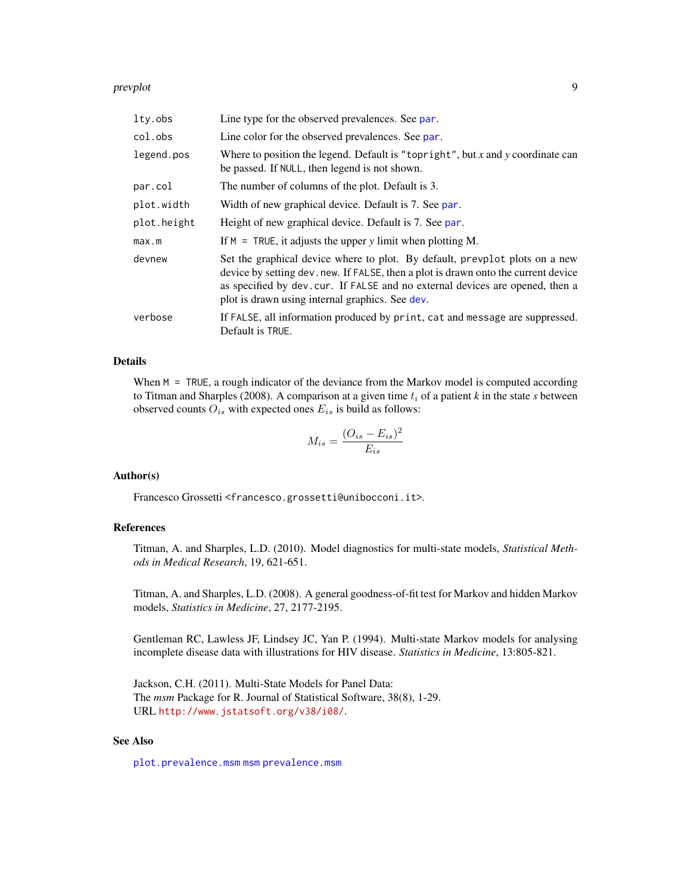| | |
|---|---|
| `lty.obs` | Line type for the observed prevalences. See `par`. |
| `col.obs` | Line color for the observed prevalences. See `par`. |
| `legend.pos` | Where to position the legend. Default is `"topright"`, but *x* and *y* coordinate can be passed. If `NULL`, then legend is not shown. |
| `par.col` | The number of columns of the plot. Default is 3. |
| `plot.width` | Width of new graphical device. Default is 7. See `par`. |
| `plot.height` | Height of new graphical device. Default is 7. See `par`. |
| `max.m` | If `M = TRUE`, it adjusts the upper *y* limit when plotting M. |
| `devnew` | Set the graphical device where to plot. By default, `prevplot` plots on a new device by setting `dev.new`. If `FALSE`, then a plot is drawn onto the current device as specified by `dev.cur`. If `FALSE` and no external devices are opened, then a plot is drawn using internal graphics. See `dev`. |
| `verbose` | If `FALSE`, all information produced by `print`, `cat` and `message` are suppressed. Default is `TRUE`. |

## Details

When `M = TRUE`, a rough indicator of the deviance from the Markov model is computed according to Titman and Sharples (2008). A comparison at a given time $t_i$ of a patient *k* in the state *s* between observed counts $O_{is}$ with expected ones $E_{is}$ is build as follows:

$$M_{is} = \frac{(O_{is} - E_{is})^2}{E_{is}}$$

## Author(s)

Francesco Grossetti <francesco.grossetti@unibocconi.it>.

## References

Titman, A. and Sharples, L.D. (2010). Model diagnostics for multi-state models, *Statistical Methods in Medical Research*, 19, 621-651.

Titman, A. and Sharples, L.D. (2008). A general goodness-of-fit test for Markov and hidden Markov models, *Statistics in Medicine*, 27, 2177-2195.

Gentleman RC, Lawless JF, Lindsey JC, Yan P. (1994). Multi-state Markov models for analysing incomplete disease data with illustrations for HIV disease. *Statistics in Medicine*, 13:805-821.

Jackson, C.H. (2011). Multi-State Models for Panel Data:
The *msm* Package for R. Journal of Statistical Software, 38(8), 1-29.
URL http://www.jstatsoft.org/v38/i08/.

## See Also

`plot.prevalence.msm` `msm` `prevalence.msm`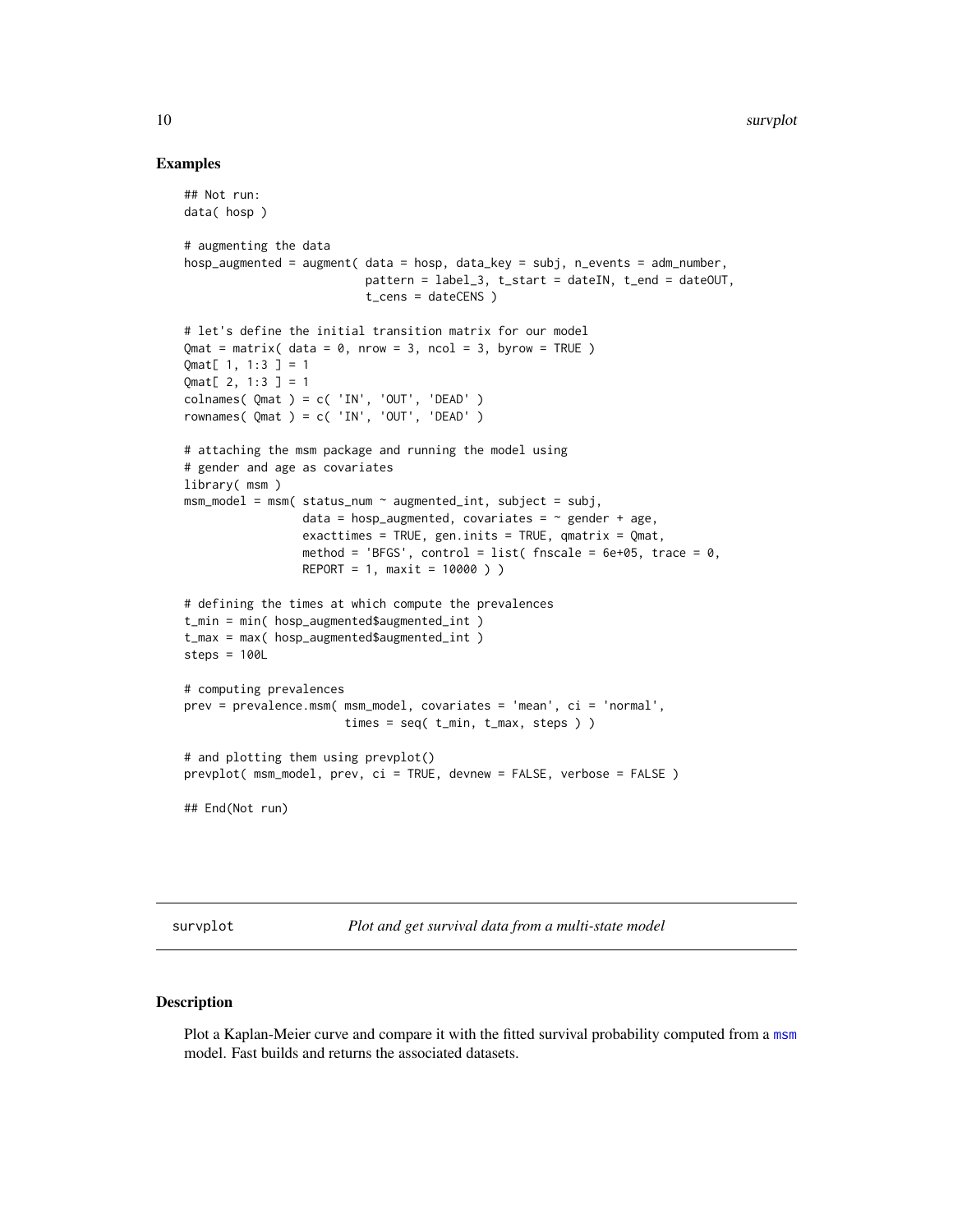### Examples

```
## Not run:
data( hosp )

# augmenting the data
hosp_augmented = augment( data = hosp, data_key = subj, n_events = adm_number,
                          pattern = label_3, t_start = dateIN, t_end = dateOUT,
                          t_cens = dateCENS )

# let's define the initial transition matrix for our model
Qmat = matrix( data = 0, nrow = 3, ncol = 3, byrow = TRUE )
Qmat[ 1, 1:3 ] = 1
Qmat[ 2, 1:3 ] = 1
colnames( Qmat ) = c( 'IN', 'OUT', 'DEAD' )
rownames( Qmat ) = c( 'IN', 'OUT', 'DEAD' )

# attaching the msm package and running the model using
# gender and age as covariates
library( msm )
msm_model = msm( status_num ~ augmented_int, subject = subj,
                 data = hosp_augmented, covariates = ~ gender + age,
                 exacttimes = TRUE, gen.inits = TRUE, qmatrix = Qmat,
                 method = 'BFGS', control = list( fnscale = 6e+05, trace = 0,
                 REPORT = 1, maxit = 10000 ) )

# defining the times at which compute the prevalences
t_min = min( hosp_augmented$augmented_int )
t_max = max( hosp_augmented$augmented_int )
steps = 100L

# computing prevalences
prev = prevalence.msm( msm_model, covariates = 'mean', ci = 'normal',
                       times = seq( t_min, t_max, steps ) )

# and plotting them using prevplot()
prevplot( msm_model, prev, ci = TRUE, devnew = FALSE, verbose = FALSE )

## End(Not run)
```

---

## survplot — *Plot and get survival data from a multi-state model*

### Description

Plot a Kaplan-Meier curve and compare it with the fitted survival probability computed from a msm model. Fast builds and returns the associated datasets.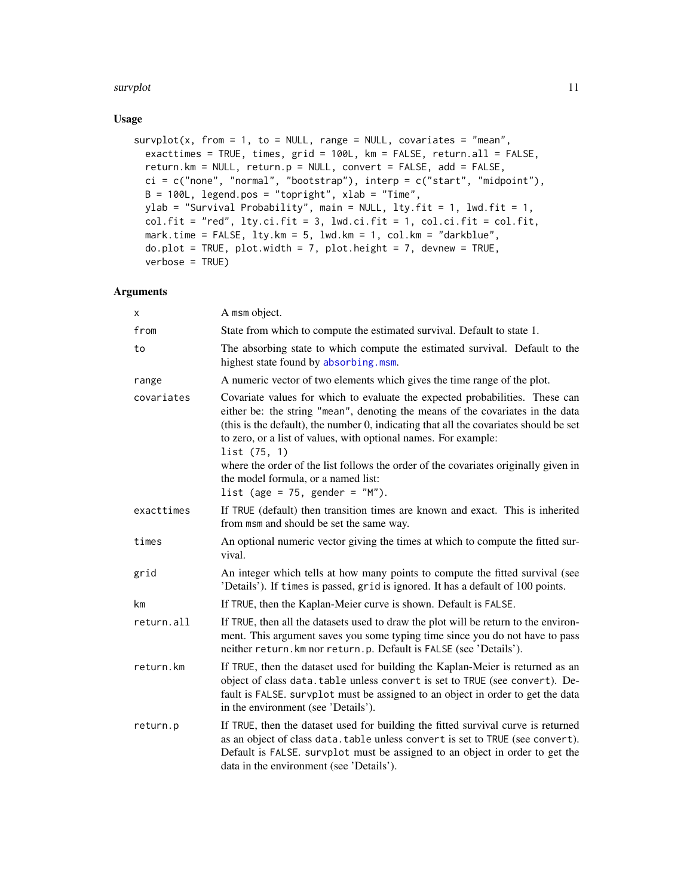## Usage

```
survplot(x, from = 1, to = NULL, range = NULL, covariates = "mean",
  exacttimes = TRUE, times, grid = 100L, km = FALSE, return.all = FALSE,
  return.km = NULL, return.p = NULL, convert = FALSE, add = FALSE,
  ci = c("none", "normal", "bootstrap"), interp = c("start", "midpoint"),
  B = 100L, legend.pos = "topright", xlab = "Time",
  ylab = "Survival Probability", main = NULL, lty.fit = 1, lwd.fit = 1,
  col.fit = "red", lty.ci.fit = 3, lwd.ci.fit = 1, col.ci.fit = col.fit,
  mark.time = FALSE, lty.km = 5, lwd.km = 1, col.km = "darkblue",
  do.plot = TRUE, plot.width = 7, plot.height = 7, devnew = TRUE,
  verbose = TRUE)
```

## Arguments

| | |
|---|---|
| `x` | A `msm` object. |
| `from` | State from which to compute the estimated survival. Default to state 1. |
| `to` | The absorbing state to which compute the estimated survival. Default to the highest state found by `absorbing.msm`. |
| `range` | A numeric vector of two elements which gives the time range of the plot. |
| `covariates` | Covariate values for which to evaluate the expected probabilities. These can either be: the string "mean", denoting the means of the covariates in the data (this is the default), the number 0, indicating that all the covariates should be set to zero, or a list of values, with optional names. For example: `list (75, 1)` where the order of the list follows the order of the covariates originally given in the model formula, or a named list: `list (age = 75, gender = "M")`. |
| `exacttimes` | If `TRUE` (default) then transition times are known and exact. This is inherited from `msm` and should be set the same way. |
| `times` | An optional numeric vector giving the times at which to compute the fitted survival. |
| `grid` | An integer which tells at how many points to compute the fitted survival (see 'Details'). If `times` is passed, `grid` is ignored. It has a default of 100 points. |
| `km` | If `TRUE`, then the Kaplan-Meier curve is shown. Default is `FALSE`. |
| `return.all` | If `TRUE`, then all the datasets used to draw the plot will be return to the environment. This argument saves you some typing time since you do not have to pass neither `return.km` nor `return.p`. Default is `FALSE` (see 'Details'). |
| `return.km` | If `TRUE`, then the dataset used for building the Kaplan-Meier is returned as an object of class `data.table` unless `convert` is set to `TRUE` (see `convert`). Default is `FALSE`. `survplot` must be assigned to an object in order to get the data in the environment (see 'Details'). |
| `return.p` | If `TRUE`, then the dataset used for building the fitted survival curve is returned as an object of class `data.table` unless `convert` is set to `TRUE` (see `convert`). Default is `FALSE`. `survplot` must be assigned to an object in order to get the data in the environment (see 'Details'). |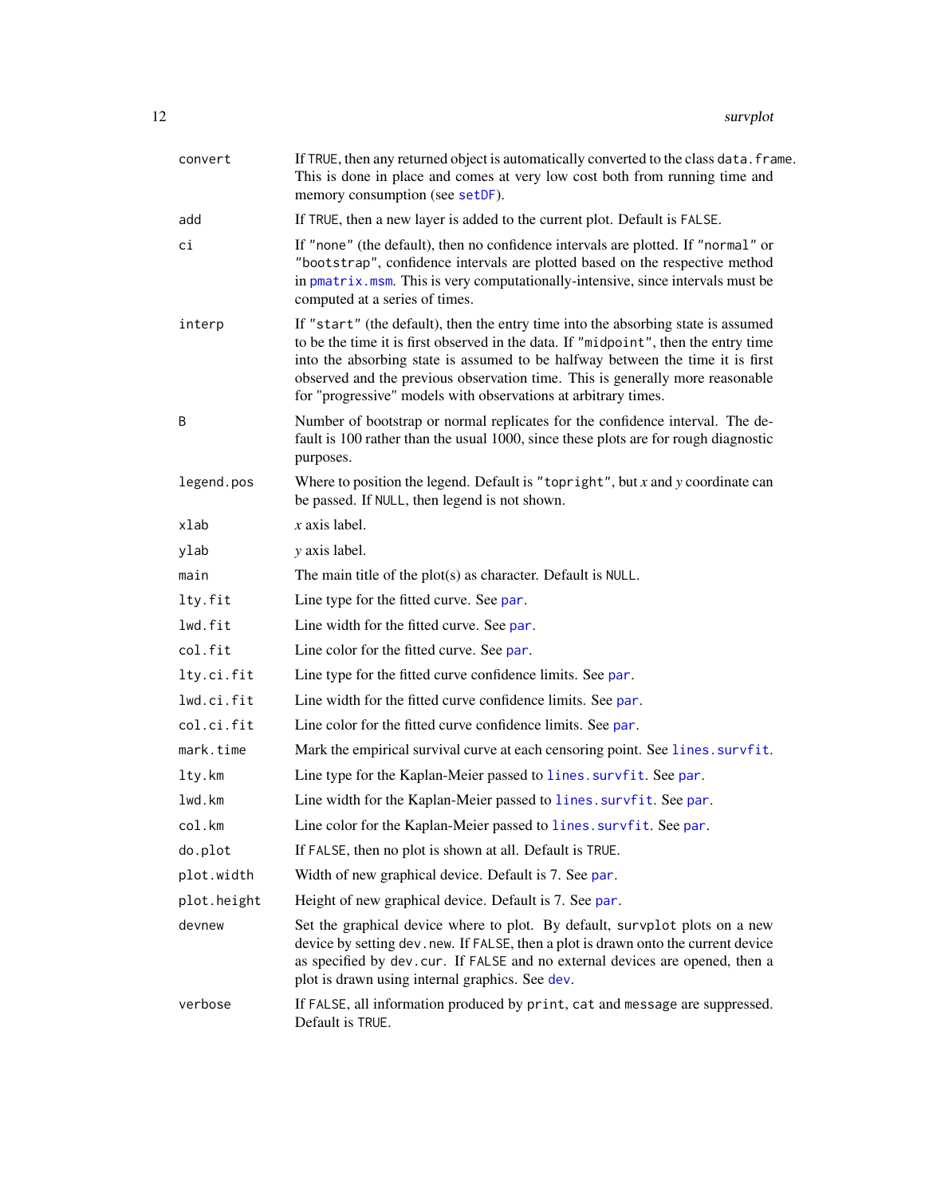| | |
|---|---|
| `convert` | If TRUE, then any returned object is automatically converted to the class `data.frame`. This is done in place and comes at very low cost both from running time and memory consumption (see `setDF`). |
| `add` | If TRUE, then a new layer is added to the current plot. Default is FALSE. |
| `ci` | If "none" (the default), then no confidence intervals are plotted. If "normal" or "bootstrap", confidence intervals are plotted based on the respective method in `pmatrix.msm`. This is very computationally-intensive, since intervals must be computed at a series of times. |
| `interp` | If "start" (the default), then the entry time into the absorbing state is assumed to be the time it is first observed in the data. If "midpoint", then the entry time into the absorbing state is assumed to be halfway between the time it is first observed and the previous observation time. This is generally more reasonable for "progressive" models with observations at arbitrary times. |
| `B` | Number of bootstrap or normal replicates for the confidence interval. The default is 100 rather than the usual 1000, since these plots are for rough diagnostic purposes. |
| `legend.pos` | Where to position the legend. Default is "topright", but *x* and *y* coordinate can be passed. If NULL, then legend is not shown. |
| `xlab` | *x* axis label. |
| `ylab` | *y* axis label. |
| `main` | The main title of the plot(s) as character. Default is NULL. |
| `lty.fit` | Line type for the fitted curve. See `par`. |
| `lwd.fit` | Line width for the fitted curve. See `par`. |
| `col.fit` | Line color for the fitted curve. See `par`. |
| `lty.ci.fit` | Line type for the fitted curve confidence limits. See `par`. |
| `lwd.ci.fit` | Line width for the fitted curve confidence limits. See `par`. |
| `col.ci.fit` | Line color for the fitted curve confidence limits. See `par`. |
| `mark.time` | Mark the empirical survival curve at each censoring point. See `lines.survfit`. |
| `lty.km` | Line type for the Kaplan-Meier passed to `lines.survfit`. See `par`. |
| `lwd.km` | Line width for the Kaplan-Meier passed to `lines.survfit`. See `par`. |
| `col.km` | Line color for the Kaplan-Meier passed to `lines.survfit`. See `par`. |
| `do.plot` | If FALSE, then no plot is shown at all. Default is TRUE. |
| `plot.width` | Width of new graphical device. Default is 7. See `par`. |
| `plot.height` | Height of new graphical device. Default is 7. See `par`. |
| `devnew` | Set the graphical device where to plot. By default, `survplot` plots on a new device by setting `dev.new`. If FALSE, then a plot is drawn onto the current device as specified by `dev.cur`. If FALSE and no external devices are opened, then a plot is drawn using internal graphics. See `dev`. |
| `verbose` | If FALSE, all information produced by `print`, `cat` and `message` are suppressed. Default is TRUE. |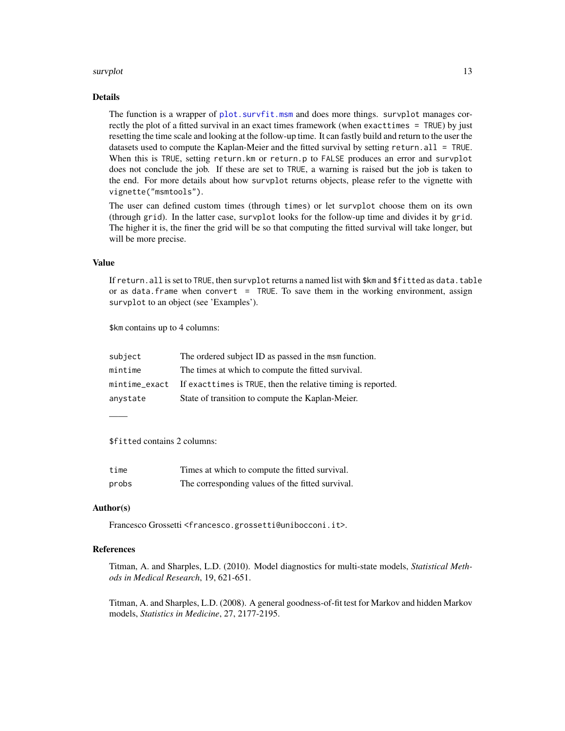## Details

The function is a wrapper of `plot.survfit.msm` and does more things. `survplot` manages correctly the plot of a fitted survival in an exact times framework (when `exacttimes = TRUE`) by just resetting the time scale and looking at the follow-up time. It can fastly build and return to the user the datasets used to compute the Kaplan-Meier and the fitted survival by setting `return.all = TRUE`. When this is `TRUE`, setting `return.km` or `return.p` to `FALSE` produces an error and `survplot` does not conclude the job. If these are set to `TRUE`, a warning is raised but the job is taken to the end. For more details about how `survplot` returns objects, please refer to the vignette with `vignette("msmtools")`.

The user can defined custom times (through `times`) or let `survplot` choose them on its own (through `grid`). In the latter case, `survplot` looks for the follow-up time and divides it by `grid`. The higher it is, the finer the grid will be so that computing the fitted survival will take longer, but will be more precise.

## Value

If `return.all` is set to `TRUE`, then `survplot` returns a named list with `$km` and `$fitted` as `data.table` or as `data.frame` when `convert = TRUE`. To save them in the working environment, assign `survplot` to an object (see 'Examples').

`$km` contains up to 4 columns:

| | |
|---|---|
| `subject` | The ordered subject ID as passed in the `msm` function. |
| `mintime` | The times at which to compute the fitted survival. |
| `mintime_exact` | If `exacttimes` is `TRUE`, then the relative timing is reported. |
| `anystate` | State of transition to compute the Kaplan-Meier. |

——

`$fitted` contains 2 columns:

| | |
|---|---|
| `time` | Times at which to compute the fitted survival. |
| `probs` | The corresponding values of the fitted survival. |

## Author(s)

Francesco Grossetti <francesco.grossetti@unibocconi.it>.

## References

Titman, A. and Sharples, L.D. (2010). Model diagnostics for multi-state models, *Statistical Methods in Medical Research*, 19, 621-651.

Titman, A. and Sharples, L.D. (2008). A general goodness-of-fit test for Markov and hidden Markov models, *Statistics in Medicine*, 27, 2177-2195.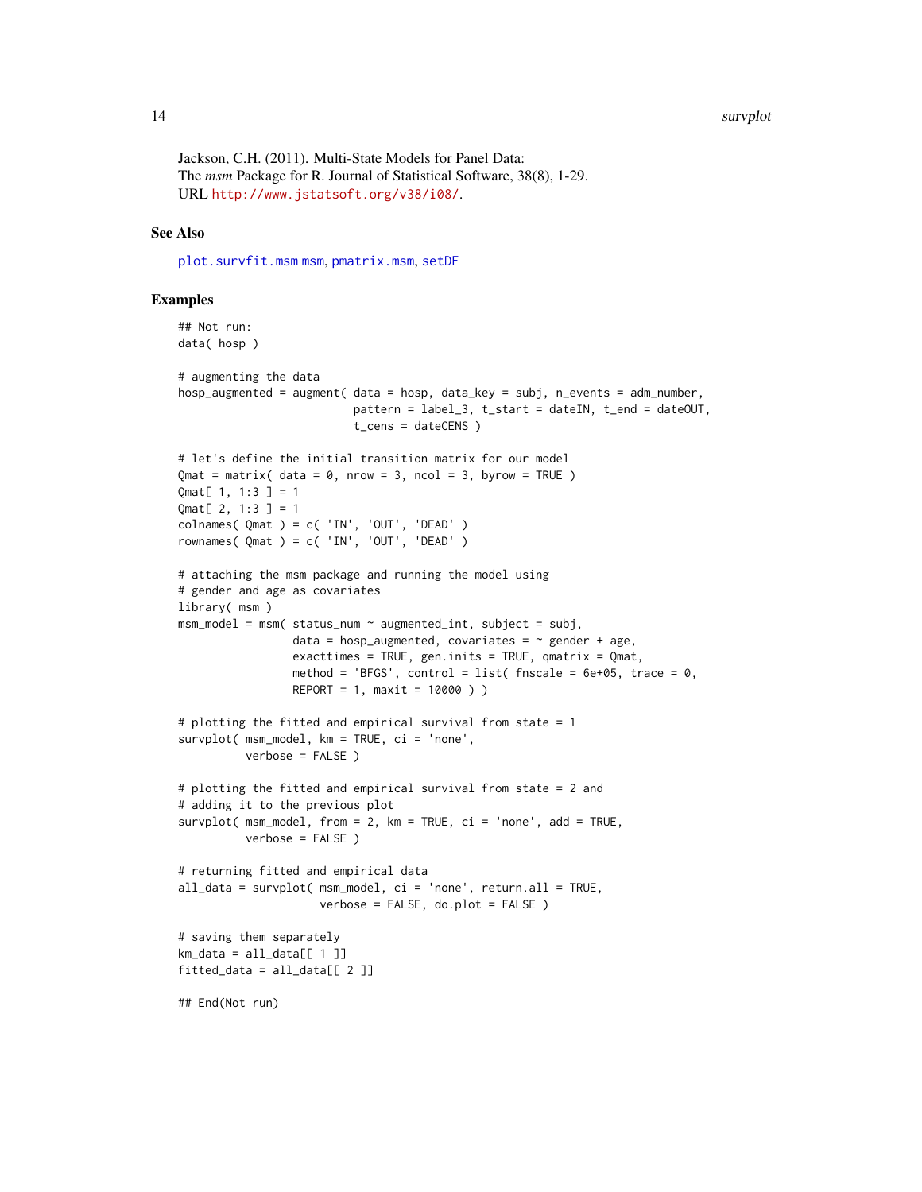Jackson, C.H. (2011). Multi-State Models for Panel Data:
The *msm* Package for R. Journal of Statistical Software, 38(8), 1-29.
URL http://www.jstatsoft.org/v38/i08/.

## See Also

plot.survfit.msm msm, pmatrix.msm, setDF

## Examples

```
## Not run:
data( hosp )

# augmenting the data
hosp_augmented = augment( data = hosp, data_key = subj, n_events = adm_number,
                          pattern = label_3, t_start = dateIN, t_end = dateOUT,
                          t_cens = dateCENS )

# let's define the initial transition matrix for our model
Qmat = matrix( data = 0, nrow = 3, ncol = 3, byrow = TRUE )
Qmat[ 1, 1:3 ] = 1
Qmat[ 2, 1:3 ] = 1
colnames( Qmat ) = c( 'IN', 'OUT', 'DEAD' )
rownames( Qmat ) = c( 'IN', 'OUT', 'DEAD' )

# attaching the msm package and running the model using
# gender and age as covariates
library( msm )
msm_model = msm( status_num ~ augmented_int, subject = subj,
                 data = hosp_augmented, covariates = ~ gender + age,
                 exacttimes = TRUE, gen.inits = TRUE, qmatrix = Qmat,
                 method = 'BFGS', control = list( fnscale = 6e+05, trace = 0,
                 REPORT = 1, maxit = 10000 ) )

# plotting the fitted and empirical survival from state = 1
survplot( msm_model, km = TRUE, ci = 'none',
          verbose = FALSE )

# plotting the fitted and empirical survival from state = 2 and
# adding it to the previous plot
survplot( msm_model, from = 2, km = TRUE, ci = 'none', add = TRUE,
          verbose = FALSE )

# returning fitted and empirical data
all_data = survplot( msm_model, ci = 'none', return.all = TRUE,
                     verbose = FALSE, do.plot = FALSE )

# saving them separately
km_data = all_data[[ 1 ]]
fitted_data = all_data[[ 2 ]]

## End(Not run)
```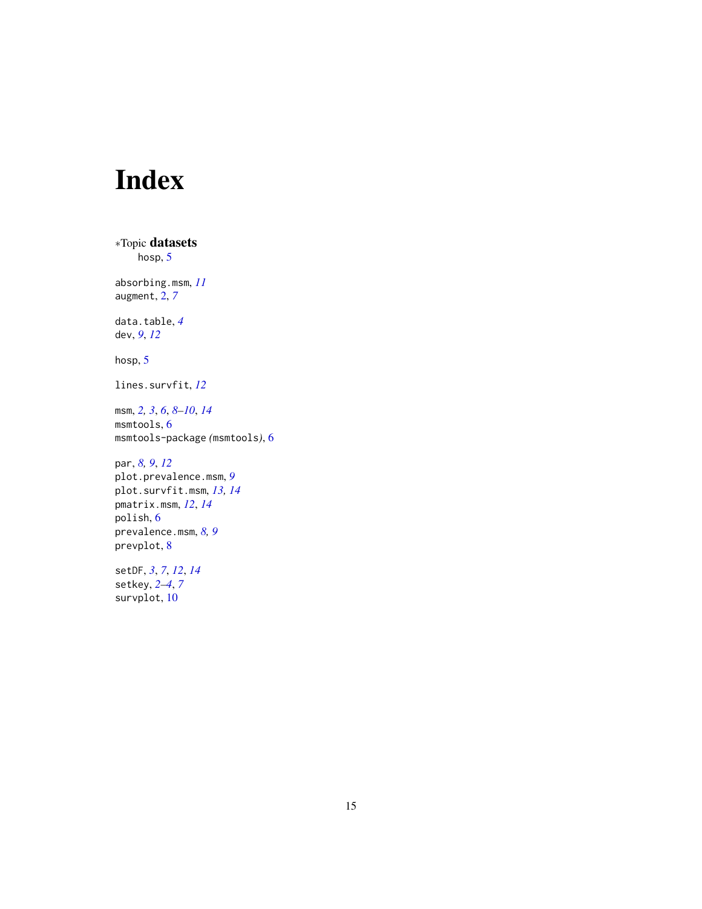# Index

∗Topic **datasets**

hosp, 5

absorbing.msm, *11*
augment, 2, *7*

data.table, *4*
dev, *9*, *12*

hosp, 5

lines.survfit, *12*

msm, *2, 3*, *6*, *8–10*, *14*
msmtools, 6
msmtools-package *(*msmtools*)*, 6

par, *8, 9*, *12*
plot.prevalence.msm, *9*
plot.survfit.msm, *13, 14*
pmatrix.msm, *12*, *14*
polish, 6
prevalence.msm, *8, 9*
prevplot, 8

setDF, *3*, *7*, *12*, *14*
setkey, *2–4*, *7*
survplot, 10